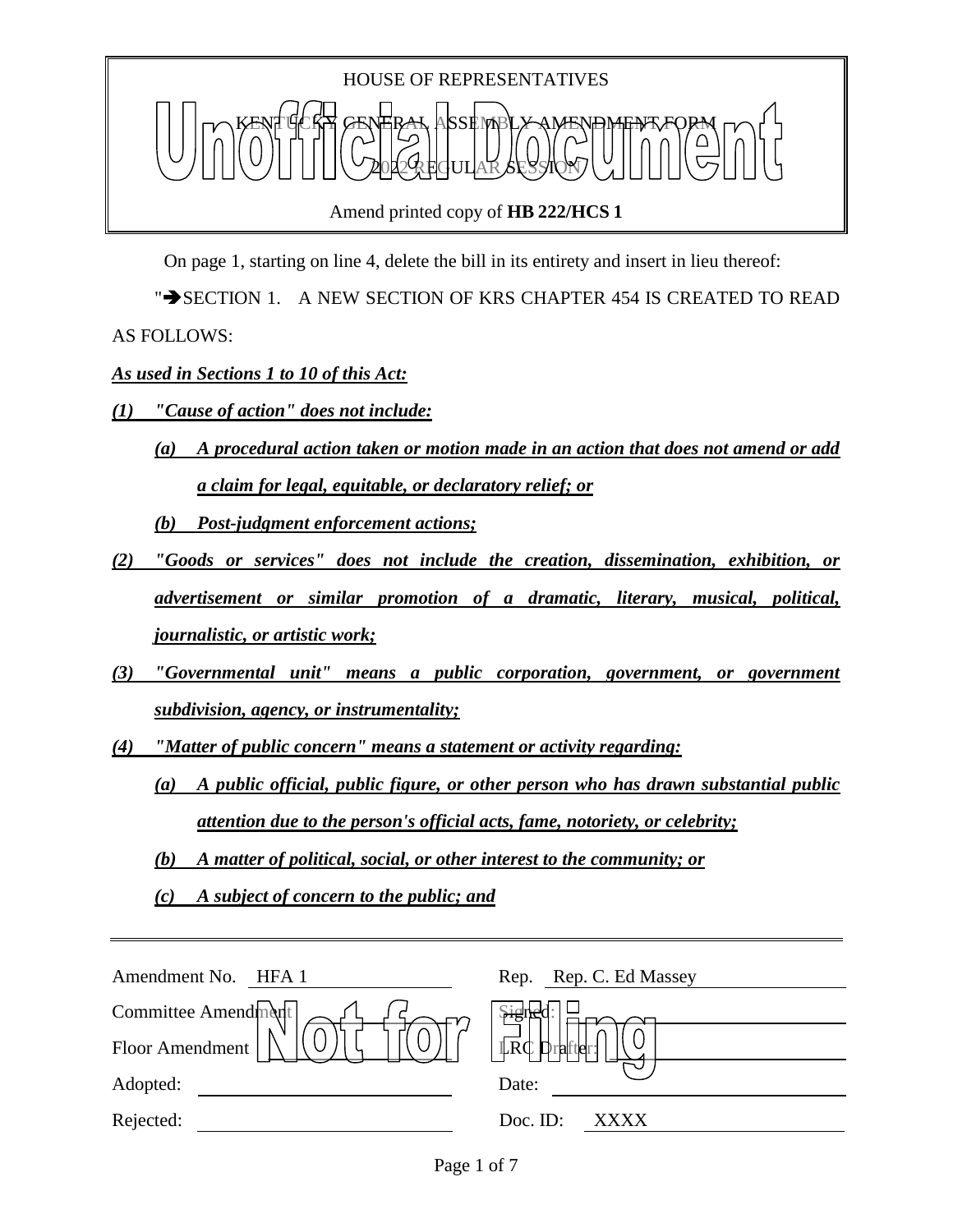HOUSE OF REPRESENTATIVES

KENTUCKY GENERAL ASSEMBLY AMENDMENT FORM

2022 REGULAR SESSION

Amend printed copy of **HB 222/HCS 1**

On page 1, starting on line 4, delete the bill in its entirety and insert in lieu thereof:

"➔SECTION 1. A NEW SECTION OF KRS CHAPTER 454 IS CREATED TO READ AS FOLLOWS:

***As used in Sections 1 to 10 of this Act:***

***(1) "Cause of action" does not include:***

***(a) A procedural action taken or motion made in an action that does not amend or add a claim for legal, equitable, or declaratory relief; or***

***(b) Post-judgment enforcement actions;***

***(2) "Goods or services" does not include the creation, dissemination, exhibition, or advertisement or similar promotion of a dramatic, literary, musical, political, journalistic, or artistic work;***

***(3) "Governmental unit" means a public corporation, government, or government subdivision, agency, or instrumentality;***

***(4) "Matter of public concern" means a statement or activity regarding:***

***(a) A public official, public figure, or other person who has drawn substantial public attention due to the person's official acts, fame, notoriety, or celebrity;***

***(b) A matter of political, social, or other interest to the community; or***

***(c) A subject of concern to the public; and***

| | | | |
|---|---|---|---|
| Amendment No. | HFA 1 | Rep. | Rep. C. Ed Massey |
| Committee Amendment | | Signed: | |
| Floor Amendment | | LRC Drafter: | |
| Adopted: | | Date: | |
| Rejected: | | Doc. ID: | XXXX |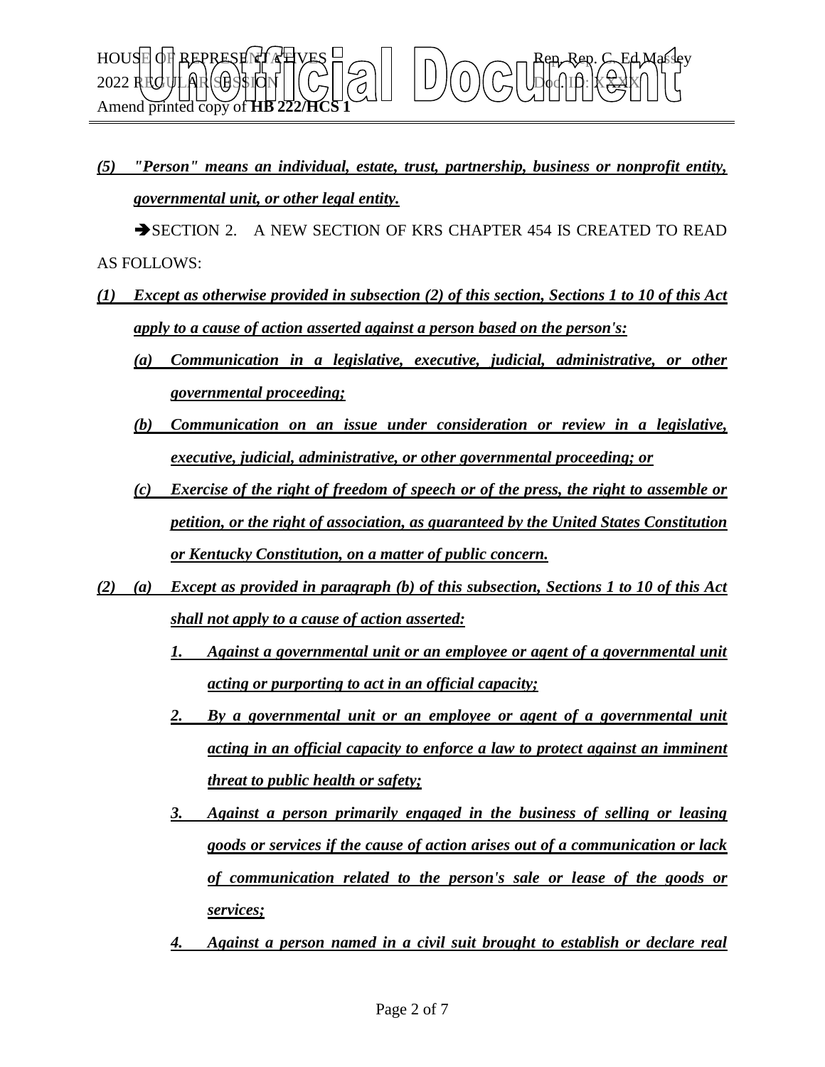*__(5) "Person" means an individual, estate, trust, partnership, business or nonprofit entity, governmental unit, or other legal entity.__*

➔SECTION 2. A NEW SECTION OF KRS CHAPTER 454 IS CREATED TO READ AS FOLLOWS:

*__(1) Except as otherwise provided in subsection (2) of this section, Sections 1 to 10 of this Act apply to a cause of action asserted against a person based on the person's:__*

*__(a) Communication in a legislative, executive, judicial, administrative, or other governmental proceeding;__*

*__(b) Communication on an issue under consideration or review in a legislative, executive, judicial, administrative, or other governmental proceeding; or__*

*__(c) Exercise of the right of freedom of speech or of the press, the right to assemble or petition, or the right of association, as guaranteed by the United States Constitution or Kentucky Constitution, on a matter of public concern.__*

*__(2) (a) Except as provided in paragraph (b) of this subsection, Sections 1 to 10 of this Act shall not apply to a cause of action asserted:__*

*__1. Against a governmental unit or an employee or agent of a governmental unit acting or purporting to act in an official capacity;__*

*__2. By a governmental unit or an employee or agent of a governmental unit acting in an official capacity to enforce a law to protect against an imminent threat to public health or safety;__*

*__3. Against a person primarily engaged in the business of selling or leasing goods or services if the cause of action arises out of a communication or lack of communication related to the person's sale or lease of the goods or services;__*

*__4. Against a person named in a civil suit brought to establish or declare real__*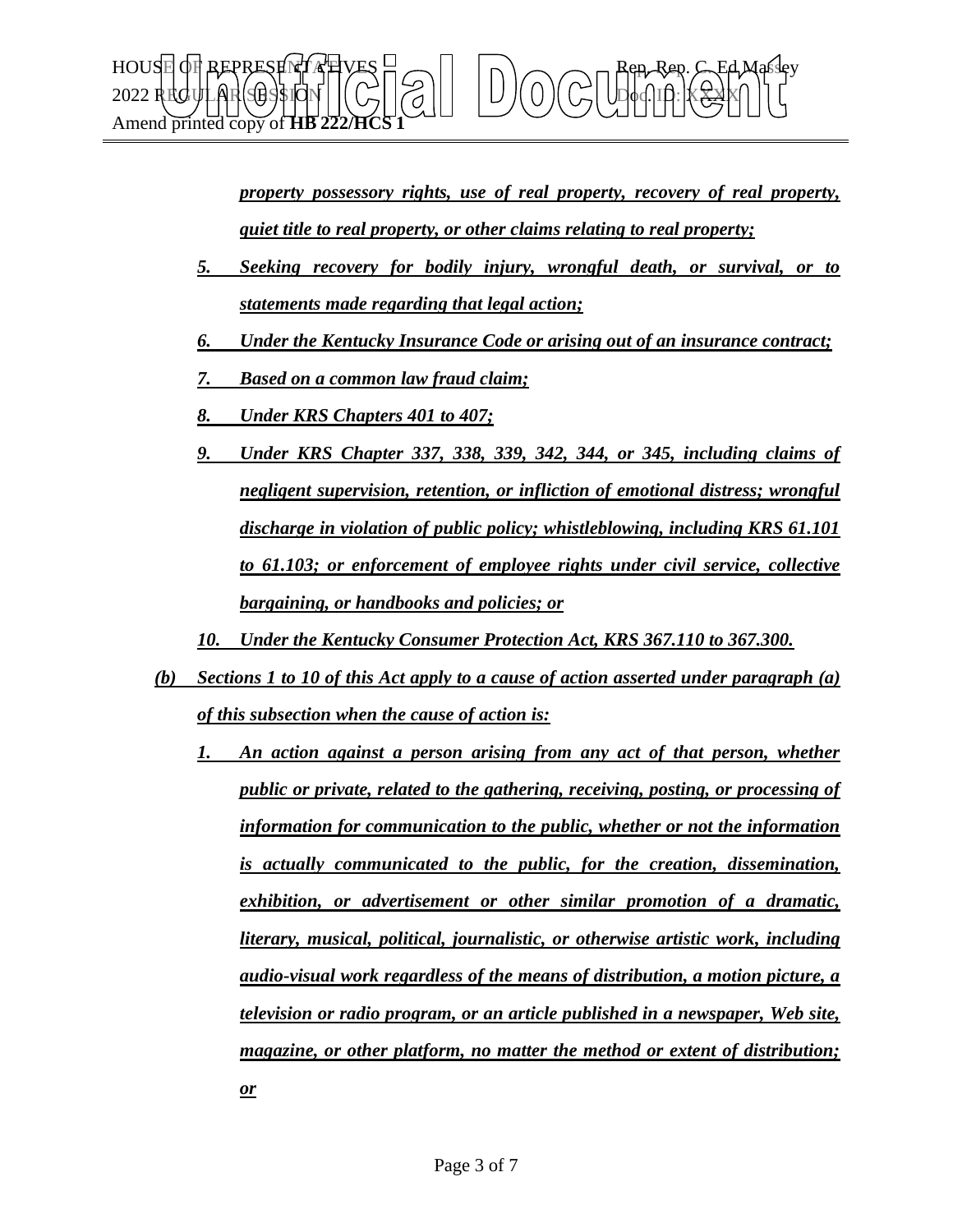***property possessory rights, use of real property, recovery of real property, quiet title to real property, or other claims relating to real property;***

***5. Seeking recovery for bodily injury, wrongful death, or survival, or to statements made regarding that legal action;***

***6. Under the Kentucky Insurance Code or arising out of an insurance contract;***

***7. Based on a common law fraud claim;***

***8. Under KRS Chapters 401 to 407;***

***9. Under KRS Chapter 337, 338, 339, 342, 344, or 345, including claims of negligent supervision, retention, or infliction of emotional distress; wrongful discharge in violation of public policy; whistleblowing, including KRS 61.101 to 61.103; or enforcement of employee rights under civil service, collective bargaining, or handbooks and policies; or***

***10. Under the Kentucky Consumer Protection Act, KRS 367.110 to 367.300.***

***(b) Sections 1 to 10 of this Act apply to a cause of action asserted under paragraph (a) of this subsection when the cause of action is:***

***1. An action against a person arising from any act of that person, whether public or private, related to the gathering, receiving, posting, or processing of information for communication to the public, whether or not the information is actually communicated to the public, for the creation, dissemination, exhibition, or advertisement or other similar promotion of a dramatic, literary, musical, political, journalistic, or otherwise artistic work, including audio-visual work regardless of the means of distribution, a motion picture, a television or radio program, or an article published in a newspaper, Web site, magazine, or other platform, no matter the method or extent of distribution; or***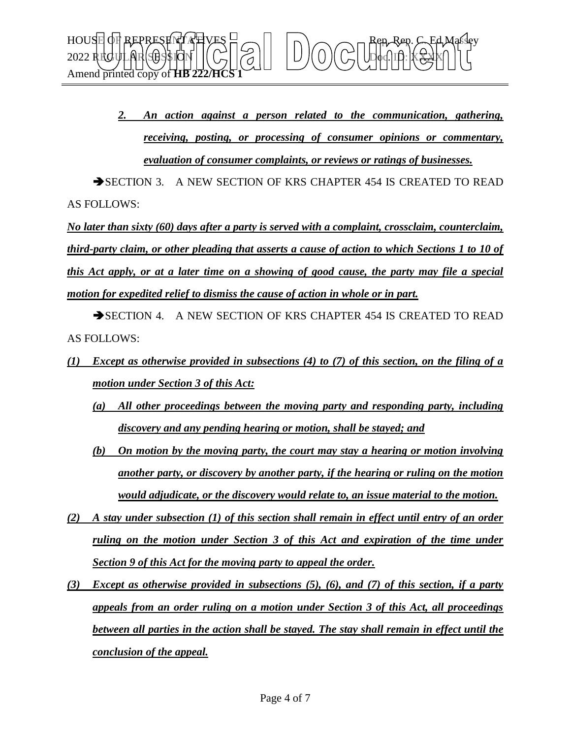*__2. An action against a person related to the communication, gathering, receiving, posting, or processing of consumer opinions or commentary, evaluation of consumer complaints, or reviews or ratings of businesses.__*

➔SECTION 3. A NEW SECTION OF KRS CHAPTER 454 IS CREATED TO READ AS FOLLOWS:

*__No later than sixty (60) days after a party is served with a complaint, crossclaim, counterclaim, third-party claim, or other pleading that asserts a cause of action to which Sections 1 to 10 of this Act apply, or at a later time on a showing of good cause, the party may file a special motion for expedited relief to dismiss the cause of action in whole or in part.__*

➔SECTION 4. A NEW SECTION OF KRS CHAPTER 454 IS CREATED TO READ AS FOLLOWS:

*__(1) Except as otherwise provided in subsections (4) to (7) of this section, on the filing of a motion under Section 3 of this Act:__*

*__(a) All other proceedings between the moving party and responding party, including discovery and any pending hearing or motion, shall be stayed; and__*

*__(b) On motion by the moving party, the court may stay a hearing or motion involving another party, or discovery by another party, if the hearing or ruling on the motion would adjudicate, or the discovery would relate to, an issue material to the motion.__*

*__(2) A stay under subsection (1) of this section shall remain in effect until entry of an order ruling on the motion under Section 3 of this Act and expiration of the time under Section 9 of this Act for the moving party to appeal the order.__*

*__(3) Except as otherwise provided in subsections (5), (6), and (7) of this section, if a party appeals from an order ruling on a motion under Section 3 of this Act, all proceedings between all parties in the action shall be stayed. The stay shall remain in effect until the conclusion of the appeal.__*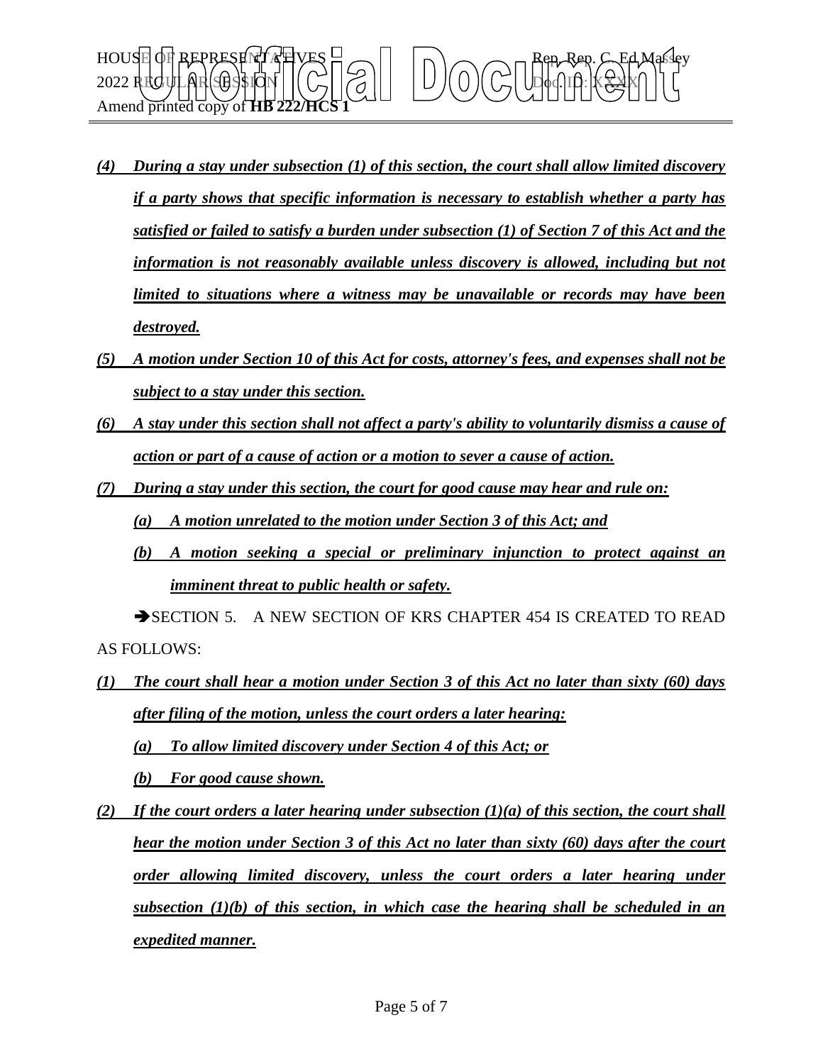***(4) During a stay under subsection (1) of this section, the court shall allow limited discovery if a party shows that specific information is necessary to establish whether a party has satisfied or failed to satisfy a burden under subsection (1) of Section 7 of this Act and the information is not reasonably available unless discovery is allowed, including but not limited to situations where a witness may be unavailable or records may have been destroyed.***

***(5) A motion under Section 10 of this Act for costs, attorney's fees, and expenses shall not be subject to a stay under this section.***

***(6) A stay under this section shall not affect a party's ability to voluntarily dismiss a cause of action or part of a cause of action or a motion to sever a cause of action.***

***(7) During a stay under this section, the court for good cause may hear and rule on:***

***(a) A motion unrelated to the motion under Section 3 of this Act; and***

***(b) A motion seeking a special or preliminary injunction to protect against an imminent threat to public health or safety.***

➔SECTION 5. A NEW SECTION OF KRS CHAPTER 454 IS CREATED TO READ AS FOLLOWS:

***(1) The court shall hear a motion under Section 3 of this Act no later than sixty (60) days after filing of the motion, unless the court orders a later hearing:***

***(a) To allow limited discovery under Section 4 of this Act; or***

***(b) For good cause shown.***

***(2) If the court orders a later hearing under subsection (1)(a) of this section, the court shall hear the motion under Section 3 of this Act no later than sixty (60) days after the court order allowing limited discovery, unless the court orders a later hearing under subsection (1)(b) of this section, in which case the hearing shall be scheduled in an expedited manner.***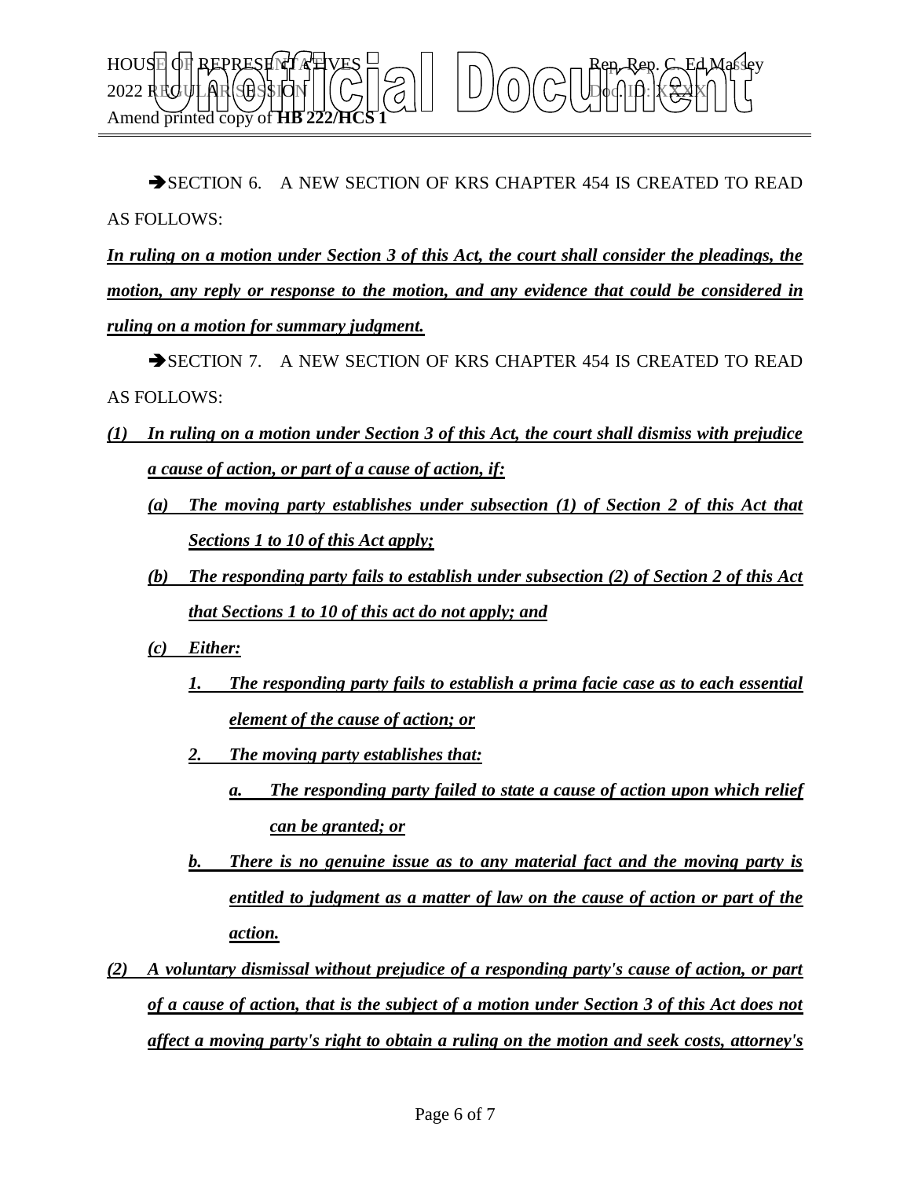➔SECTION 6. A NEW SECTION OF KRS CHAPTER 454 IS CREATED TO READ AS FOLLOWS:

***In ruling on a motion under Section 3 of this Act, the court shall consider the pleadings, the motion, any reply or response to the motion, and any evidence that could be considered in ruling on a motion for summary judgment.***

➔SECTION 7. A NEW SECTION OF KRS CHAPTER 454 IS CREATED TO READ AS FOLLOWS:

***(1) In ruling on a motion under Section 3 of this Act, the court shall dismiss with prejudice a cause of action, or part of a cause of action, if:***

***(a) The moving party establishes under subsection (1) of Section 2 of this Act that Sections 1 to 10 of this Act apply;***

***(b) The responding party fails to establish under subsection (2) of Section 2 of this Act that Sections 1 to 10 of this act do not apply; and***

***(c) Either:***

***1. The responding party fails to establish a prima facie case as to each essential element of the cause of action; or***

***2. The moving party establishes that:***

***a. The responding party failed to state a cause of action upon which relief can be granted; or***

***b. There is no genuine issue as to any material fact and the moving party is entitled to judgment as a matter of law on the cause of action or part of the action.***

***(2) A voluntary dismissal without prejudice of a responding party's cause of action, or part of a cause of action, that is the subject of a motion under Section 3 of this Act does not affect a moving party's right to obtain a ruling on the motion and seek costs, attorney's***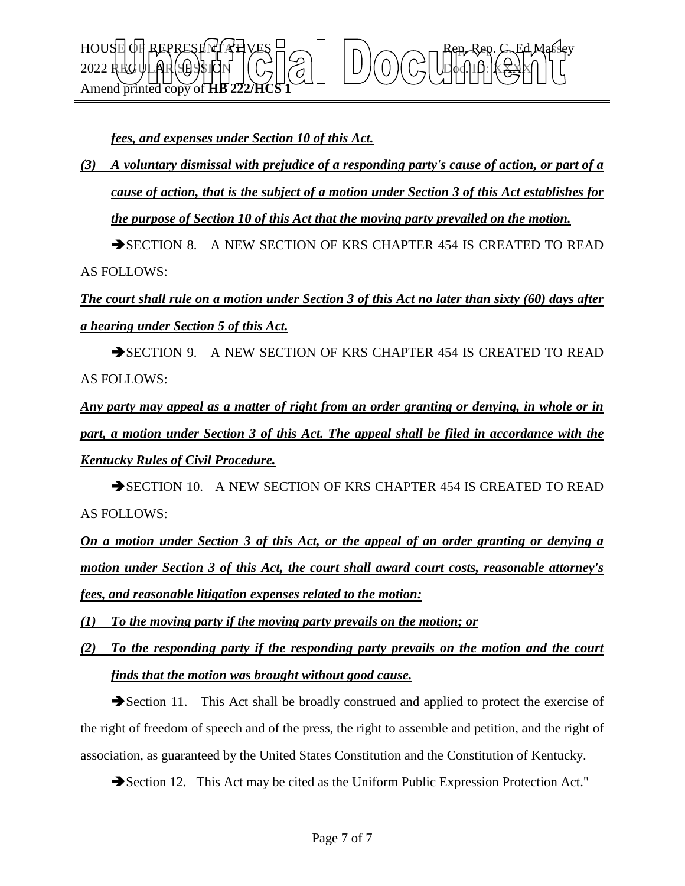***fees, and expenses under Section 10 of this Act.***

***(3) A voluntary dismissal with prejudice of a responding party's cause of action, or part of a cause of action, that is the subject of a motion under Section 3 of this Act establishes for the purpose of Section 10 of this Act that the moving party prevailed on the motion.***

➔SECTION 8. A NEW SECTION OF KRS CHAPTER 454 IS CREATED TO READ AS FOLLOWS:

***The court shall rule on a motion under Section 3 of this Act no later than sixty (60) days after a hearing under Section 5 of this Act.***

➔SECTION 9. A NEW SECTION OF KRS CHAPTER 454 IS CREATED TO READ AS FOLLOWS:

***Any party may appeal as a matter of right from an order granting or denying, in whole or in part, a motion under Section 3 of this Act. The appeal shall be filed in accordance with the Kentucky Rules of Civil Procedure.***

➔SECTION 10. A NEW SECTION OF KRS CHAPTER 454 IS CREATED TO READ AS FOLLOWS:

***On a motion under Section 3 of this Act, or the appeal of an order granting or denying a motion under Section 3 of this Act, the court shall award court costs, reasonable attorney's fees, and reasonable litigation expenses related to the motion:***

***(1) To the moving party if the moving party prevails on the motion; or***

***(2) To the responding party if the responding party prevails on the motion and the court finds that the motion was brought without good cause.***

➔Section 11. This Act shall be broadly construed and applied to protect the exercise of the right of freedom of speech and of the press, the right to assemble and petition, and the right of association, as guaranteed by the United States Constitution and the Constitution of Kentucky.

➔Section 12. This Act may be cited as the Uniform Public Expression Protection Act."